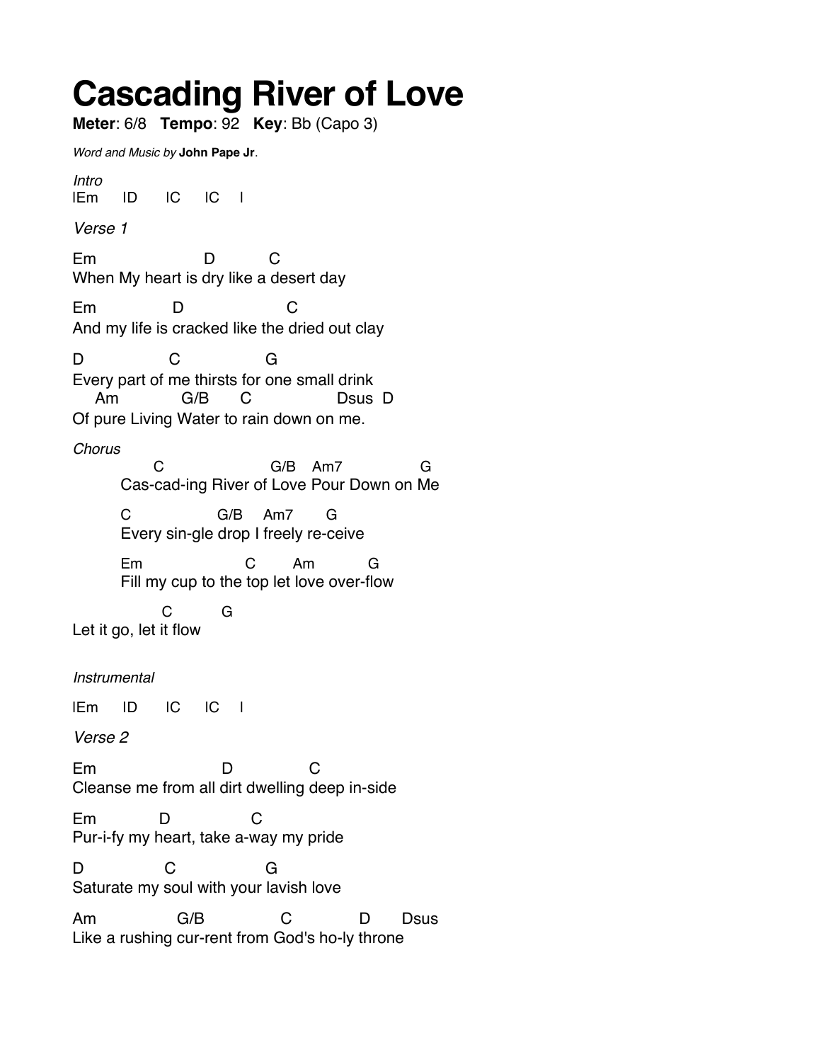# Cascading River of Love

**Meter**: 6/8 **Tempo**: 92 **Key**: Bb (Capo 3)

*Word and Music by* **John Pape Jr**.

*Intro*

```
|Em    |D     |C    |C    |
```

*Verse 1*

```
Em                 D         C
When My heart is dry like a desert day

Em             D                  C
And my life is cracked like the dried out clay

D              C              G
Every part of me thirsts for one small drink
    Am           G/B      C              Dsus  D
Of pure Living Water to rain down on me.
```

*Chorus*

```
            C                   G/B    Am7              G
         Cas-cad-ing River of Love Pour Down on Me

         C              G/B    Am7       G
         Every sin-gle drop I freely re-ceive

         Em                 C       Am          G
         Fill my cup to the top let love over-flow

             C        G
Let it go, let it flow
```

*Instrumental*

```
|Em    |D     |C    |C    |
```

*Verse 2*

```
Em                     D             C
Cleanse me from all dirt dwelling deep in-side

Em           D              C
Pur-i-fy my heart, take a-way my pride

D             C               G
Saturate my soul with your lavish love

Am            G/B            C            D      Dsus
Like a rushing cur-rent from God's ho-ly throne
```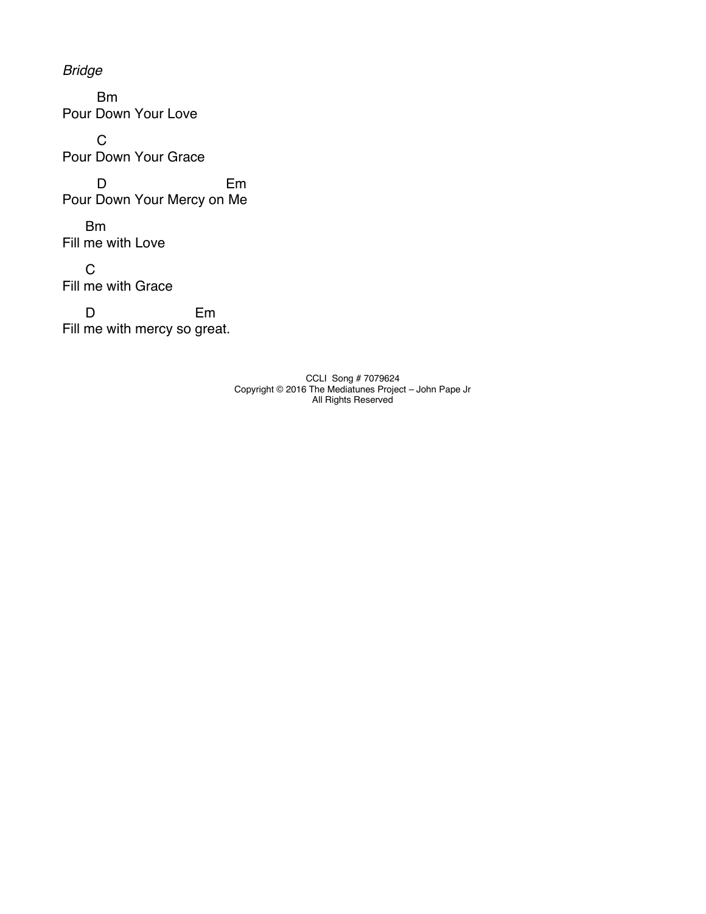*Bridge*

```
       Bm
Pour Down Your Love

       C
Pour Down Your Grace

       D                         Em
Pour Down Your Mercy on Me

    Bm
Fill me with Love

    C
Fill me with Grace

    D                      Em
Fill me with mercy so great.
```

CCLI Song # 7079624
Copyright © 2016 The Mediatunes Project – John Pape Jr
All Rights Reserved